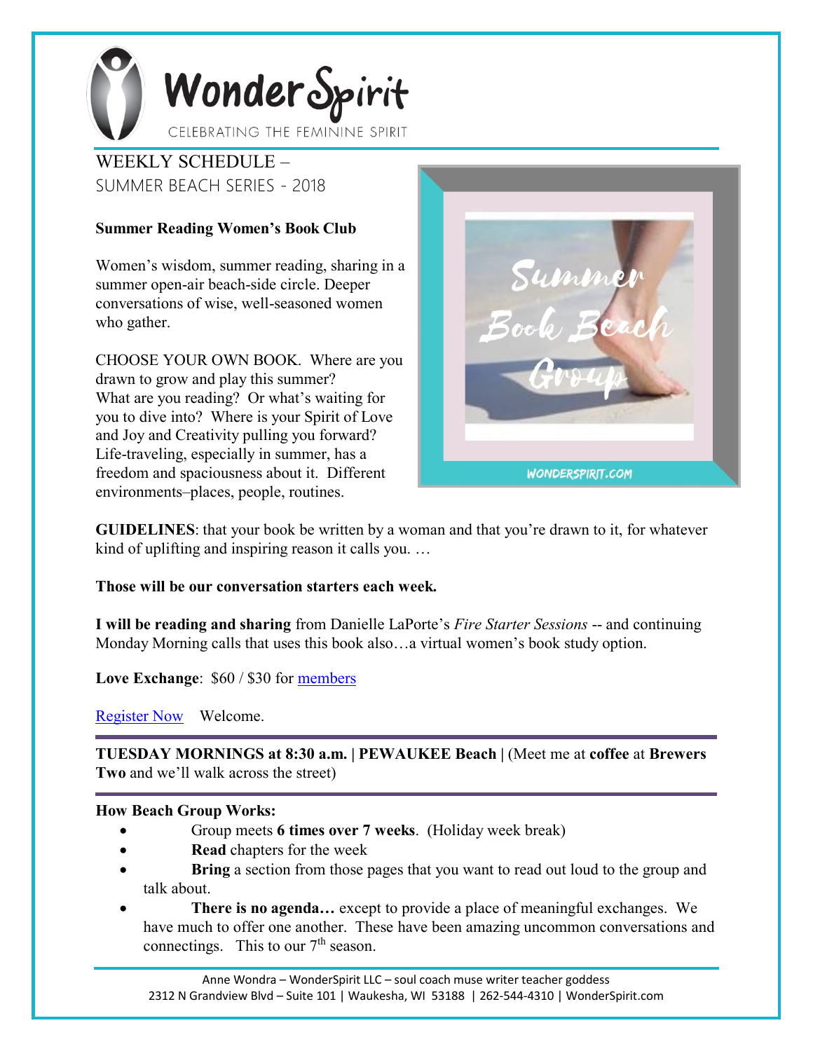# WonderSpirit

CELEBRATING THE FEMININE SPIRIT

## WEEKLY SCHEDULE – SUMMER BEACH SERIES - 2018

**Summer Reading Women's Book Club**

Women's wisdom, summer reading, sharing in a summer open-air beach-side circle. Deeper conversations of wise, well-seasoned women who gather.

CHOOSE YOUR OWN BOOK. Where are you drawn to grow and play this summer? What are you reading? Or what's waiting for you to dive into? Where is your Spirit of Love and Joy and Creativity pulling you forward? Life-traveling, especially in summer, has a freedom and spaciousness about it. Different environments–places, people, routines.

Summer Book Beach Group

WONDERSPIRIT.COM

**GUIDELINES**: that your book be written by a woman and that you're drawn to it, for whatever kind of uplifting and inspiring reason it calls you. …

**Those will be our conversation starters each week.**

**I will be reading and sharing** from Danielle LaPorte's *Fire Starter Sessions* -- and continuing Monday Morning calls that uses this book also…a virtual women's book study option.

**Love Exchange**: $60 / $30 for members

Register Now Welcome.

---

**TUESDAY MORNINGS at 8:30 a.m. | PEWAUKEE Beach |** (Meet me at **coffee** at **Brewers Two** and we'll walk across the street)

---

**How Beach Group Works:**

- Group meets **6 times over 7 weeks**. (Holiday week break)
- **Read** chapters for the week
- **Bring** a section from those pages that you want to read out loud to the group and talk about.
- **There is no agenda…** except to provide a place of meaningful exchanges. We have much to offer one another. These have been amazing uncommon conversations and connectings. This to our 7th season.

---

Anne Wondra – WonderSpirit LLC – soul coach muse writer teacher goddess
2312 N Grandview Blvd – Suite 101 | Waukesha, WI 53188 | 262-544-4310 | WonderSpirit.com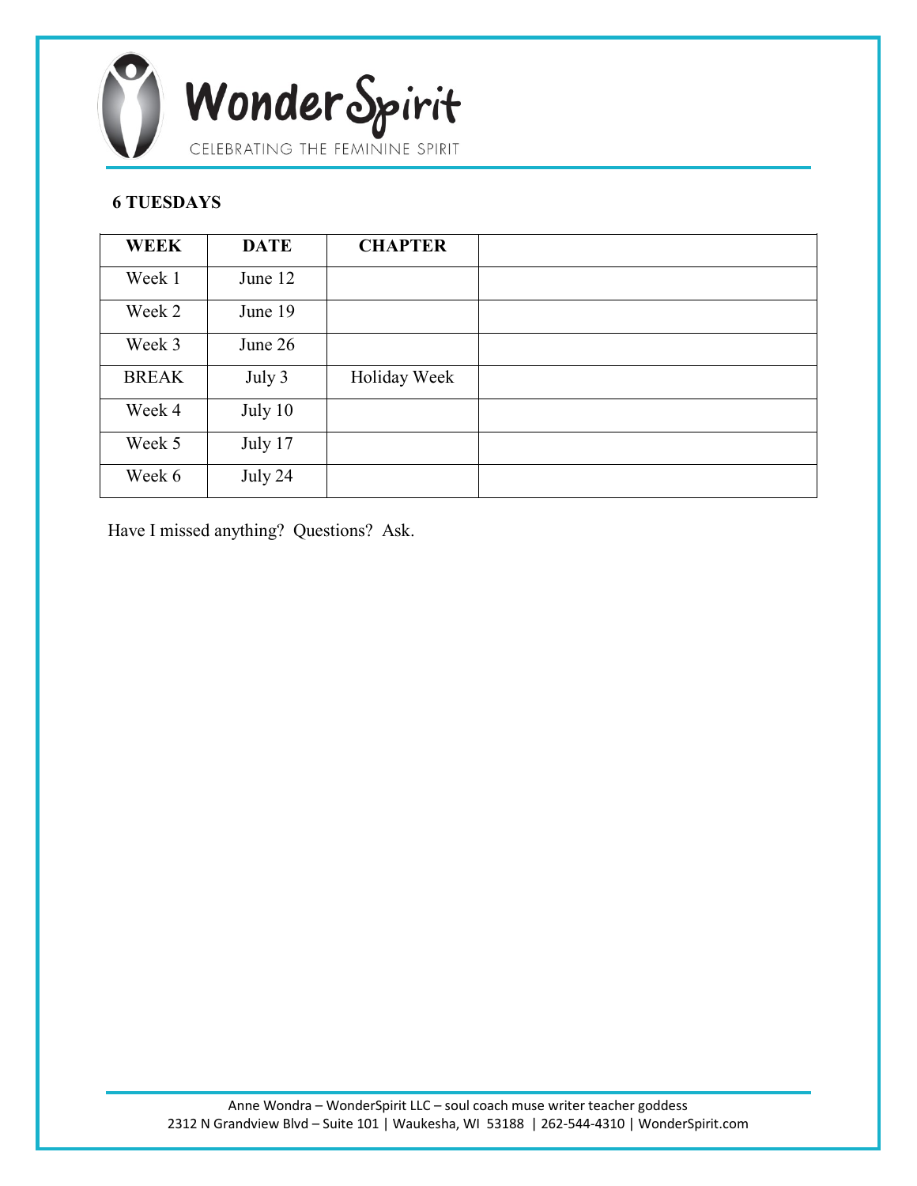**6 TUESDAYS**

| WEEK | DATE | CHAPTER | |
|---|---|---|---|
| Week 1 | June 12 | | |
| Week 2 | June 19 | | |
| Week 3 | June 26 | | |
| BREAK | July 3 | Holiday Week | |
| Week 4 | July 10 | | |
| Week 5 | July 17 | | |
| Week 6 | July 24 | | |

Have I missed anything? Questions? Ask.